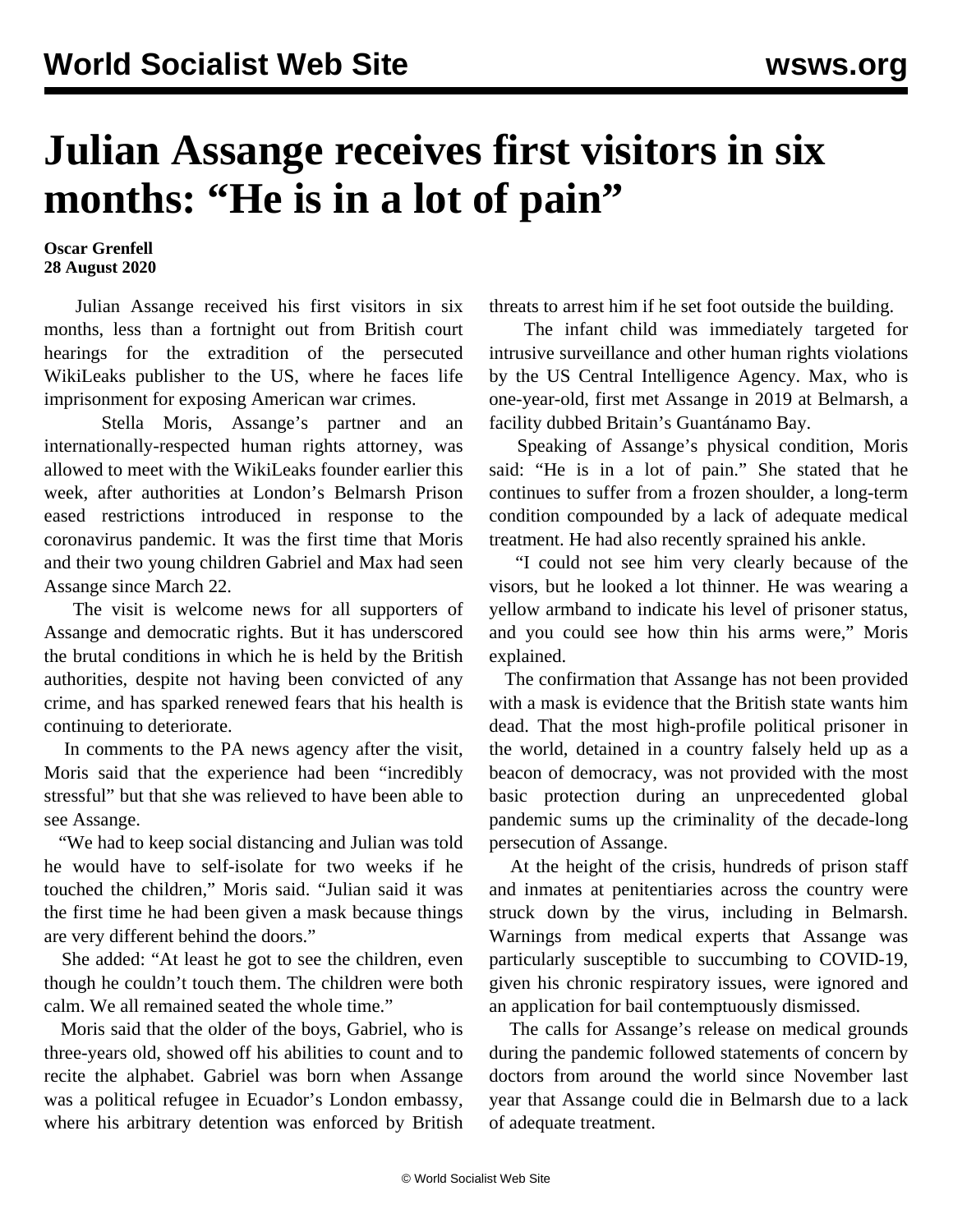# Julian Assange receives first visitors in six months: "He is in a lot of pain"

**Oscar Grenfell**
**28 August 2020**

Julian Assange received his first visitors in six months, less than a fortnight out from British court hearings for the extradition of the persecuted WikiLeaks publisher to the US, where he faces life imprisonment for exposing American war crimes.

Stella Moris, Assange's partner and an internationally-respected human rights attorney, was allowed to meet with the WikiLeaks founder earlier this week, after authorities at London's Belmarsh Prison eased restrictions introduced in response to the coronavirus pandemic. It was the first time that Moris and their two young children Gabriel and Max had seen Assange since March 22.

The visit is welcome news for all supporters of Assange and democratic rights. But it has underscored the brutal conditions in which he is held by the British authorities, despite not having been convicted of any crime, and has sparked renewed fears that his health is continuing to deteriorate.

In comments to the PA news agency after the visit, Moris said that the experience had been "incredibly stressful" but that she was relieved to have been able to see Assange.

"We had to keep social distancing and Julian was told he would have to self-isolate for two weeks if he touched the children," Moris said. "Julian said it was the first time he had been given a mask because things are very different behind the doors."

She added: "At least he got to see the children, even though he couldn't touch them. The children were both calm. We all remained seated the whole time."

Moris said that the older of the boys, Gabriel, who is three-years old, showed off his abilities to count and to recite the alphabet. Gabriel was born when Assange was a political refugee in Ecuador's London embassy, where his arbitrary detention was enforced by British threats to arrest him if he set foot outside the building.

The infant child was immediately targeted for intrusive surveillance and other human rights violations by the US Central Intelligence Agency. Max, who is one-year-old, first met Assange in 2019 at Belmarsh, a facility dubbed Britain's Guantánamo Bay.

Speaking of Assange's physical condition, Moris said: "He is in a lot of pain." She stated that he continues to suffer from a frozen shoulder, a long-term condition compounded by a lack of adequate medical treatment. He had also recently sprained his ankle.

"I could not see him very clearly because of the visors, but he looked a lot thinner. He was wearing a yellow armband to indicate his level of prisoner status, and you could see how thin his arms were," Moris explained.

The confirmation that Assange has not been provided with a mask is evidence that the British state wants him dead. That the most high-profile political prisoner in the world, detained in a country falsely held up as a beacon of democracy, was not provided with the most basic protection during an unprecedented global pandemic sums up the criminality of the decade-long persecution of Assange.

At the height of the crisis, hundreds of prison staff and inmates at penitentiaries across the country were struck down by the virus, including in Belmarsh. Warnings from medical experts that Assange was particularly susceptible to succumbing to COVID-19, given his chronic respiratory issues, were ignored and an application for bail contemptuously dismissed.

The calls for Assange's release on medical grounds during the pandemic followed statements of concern by doctors from around the world since November last year that Assange could die in Belmarsh due to a lack of adequate treatment.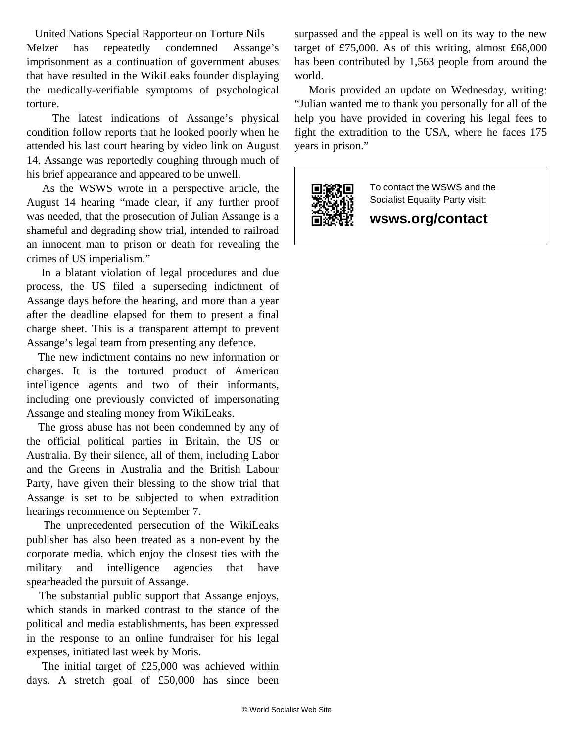United Nations Special Rapporteur on Torture Nils Melzer has repeatedly condemned Assange's imprisonment as a continuation of government abuses that have resulted in the WikiLeaks founder displaying the medically-verifiable symptoms of psychological torture.

The latest indications of Assange's physical condition follow reports that he looked poorly when he attended his last court hearing by video link on August 14. Assange was reportedly coughing through much of his brief appearance and appeared to be unwell.

As the WSWS wrote in a perspective article, the August 14 hearing "made clear, if any further proof was needed, that the prosecution of Julian Assange is a shameful and degrading show trial, intended to railroad an innocent man to prison or death for revealing the crimes of US imperialism."

In a blatant violation of legal procedures and due process, the US filed a superseding indictment of Assange days before the hearing, and more than a year after the deadline elapsed for them to present a final charge sheet. This is a transparent attempt to prevent Assange's legal team from presenting any defence.

The new indictment contains no new information or charges. It is the tortured product of American intelligence agents and two of their informants, including one previously convicted of impersonating Assange and stealing money from WikiLeaks.

The gross abuse has not been condemned by any of the official political parties in Britain, the US or Australia. By their silence, all of them, including Labor and the Greens in Australia and the British Labour Party, have given their blessing to the show trial that Assange is set to be subjected to when extradition hearings recommence on September 7.

The unprecedented persecution of the WikiLeaks publisher has also been treated as a non-event by the corporate media, which enjoy the closest ties with the military and intelligence agencies that have spearheaded the pursuit of Assange.

The substantial public support that Assange enjoys, which stands in marked contrast to the stance of the political and media establishments, has been expressed in the response to an online fundraiser for his legal expenses, initiated last week by Moris.

The initial target of £25,000 was achieved within days. A stretch goal of £50,000 has since been surpassed and the appeal is well on its way to the new target of £75,000. As of this writing, almost £68,000 has been contributed by 1,563 people from around the world.

Moris provided an update on Wednesday, writing: "Julian wanted me to thank you personally for all of the help you have provided in covering his legal fees to fight the extradition to the USA, where he faces 175 years in prison."

To contact the WSWS and the Socialist Equality Party visit:

**wsws.org/contact**